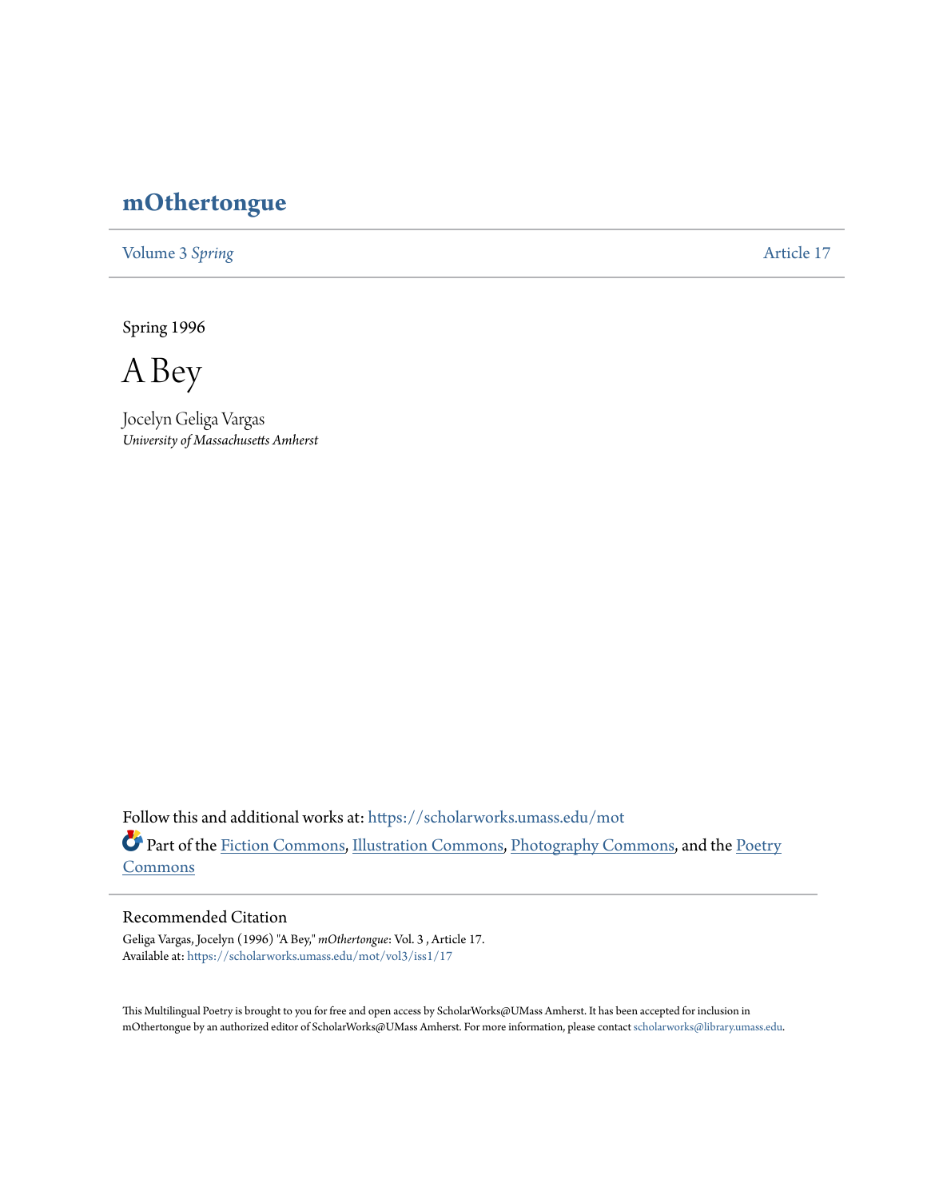# mOthertongue

Volume 3 *Spring* | Article 17

Spring 1996

## A Bey

Jocelyn Geliga Vargas
*University of Massachusetts Amherst*

Follow this and additional works at: https://scholarworks.umass.edu/mot

Part of the Fiction Commons, Illustration Commons, Photography Commons, and the Poetry Commons

### Recommended Citation

Geliga Vargas, Jocelyn (1996) "A Bey," *mOthertongue*: Vol. 3 , Article 17.
Available at: https://scholarworks.umass.edu/mot/vol3/iss1/17

This Multilingual Poetry is brought to you for free and open access by ScholarWorks@UMass Amherst. It has been accepted for inclusion in mOthertongue by an authorized editor of ScholarWorks@UMass Amherst. For more information, please contact scholarworks@library.umass.edu.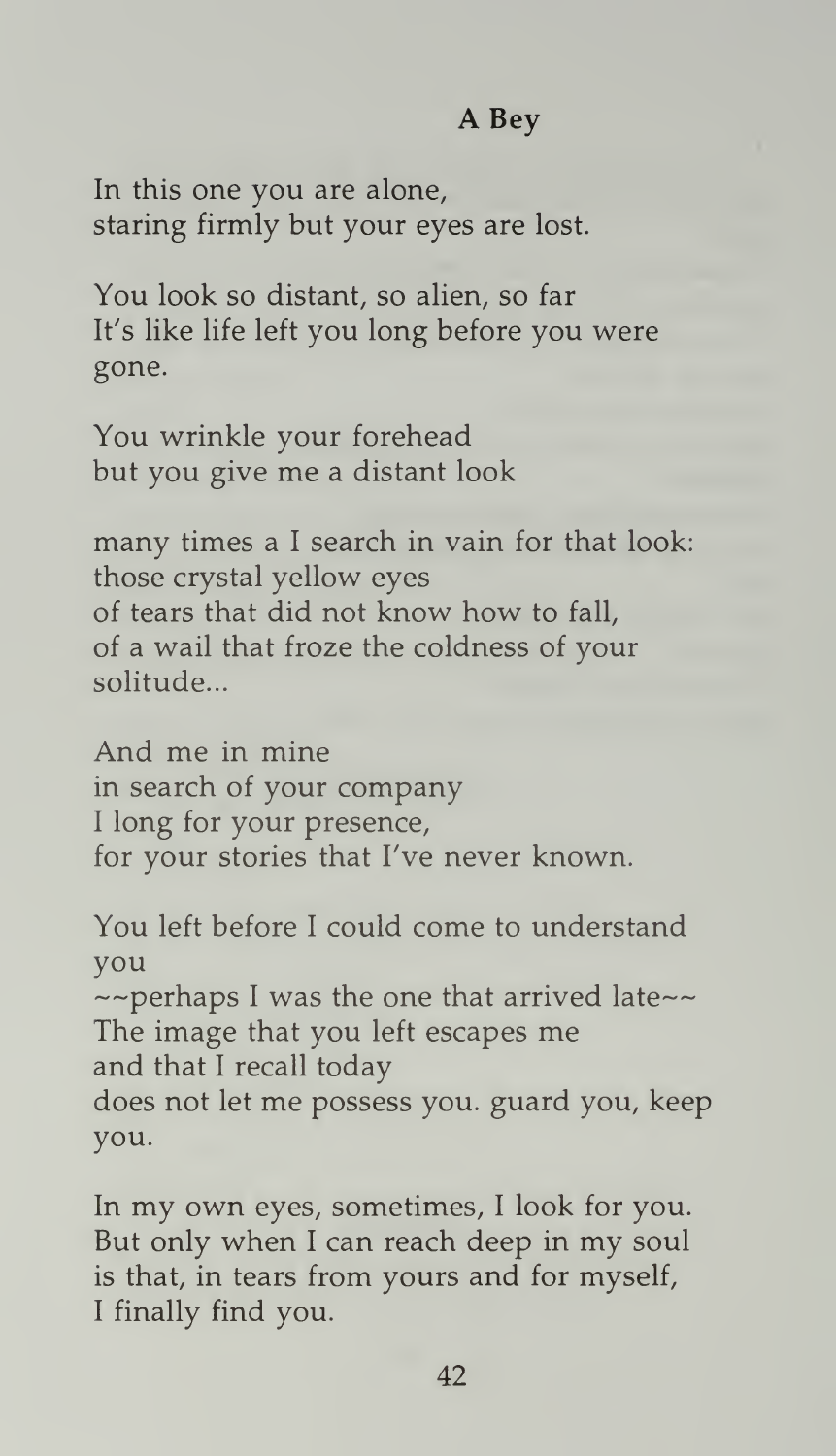### A Bey

In this one you are alone,
staring firmly but your eyes are lost.

You look so distant, so alien, so far
It's like life left you long before you were gone.

You wrinkle your forehead
but you give me a distant look

many times a I search in vain for that look:
those crystal yellow eyes
of tears that did not know how to fall,
of a wail that froze the coldness of your solitude...

And me in mine
in search of your company
I long for your presence,
for your stories that I've never known.

You left before I could come to understand you
~~perhaps I was the one that arrived late~~
The image that you left escapes me
and that I recall today
does not let me possess you. guard you, keep you.

In my own eyes, sometimes, I look for you.
But only when I can reach deep in my soul
is that, in tears from yours and for myself,
I finally find you.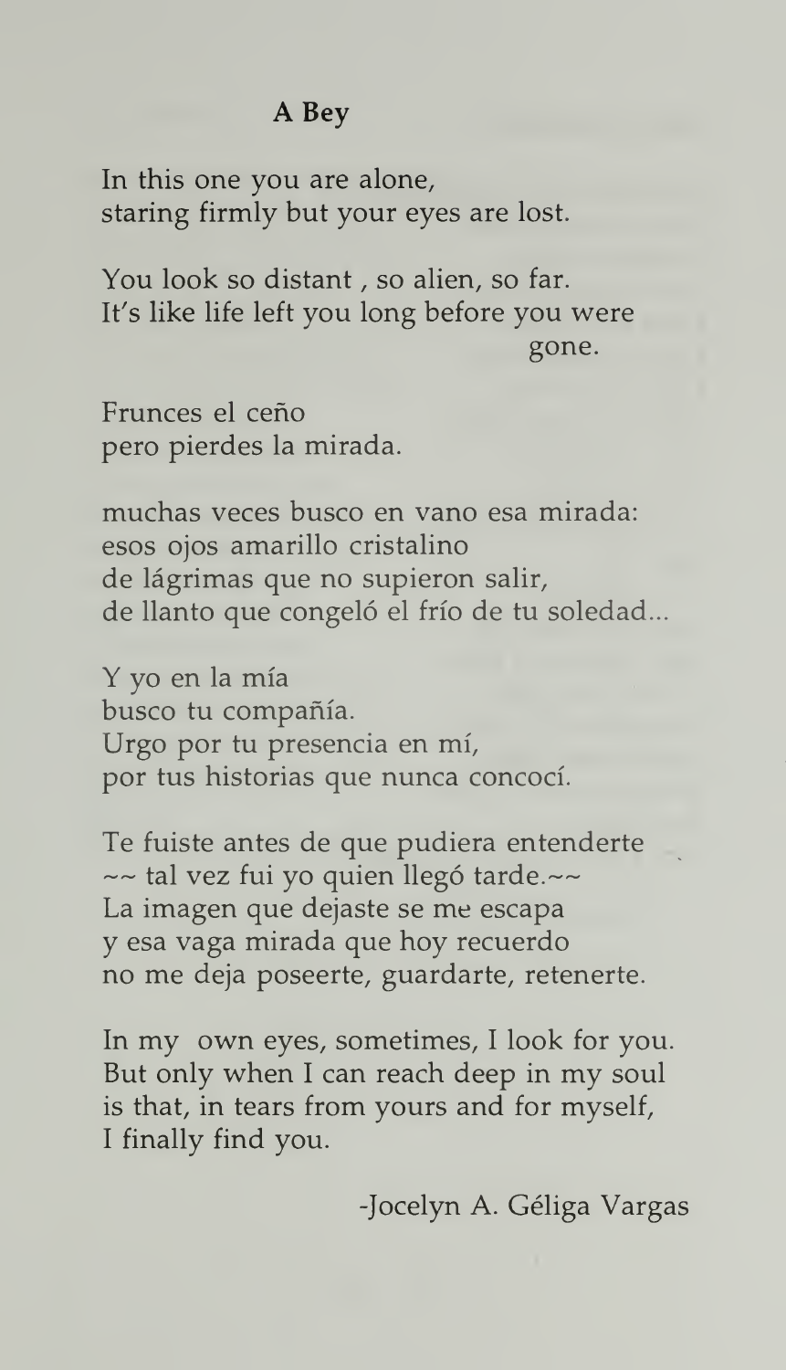### A Bey

In this one you are alone,
staring firmly but your eyes are lost.

You look so distant , so alien, so far.
It's like life left you long before you were
gone.

Frunces el ceño
pero pierdes la mirada.

muchas veces busco en vano esa mirada:
esos ojos amarillo cristalino
de lágrimas que no supieron salir,
de llanto que congeló el frío de tu soledad...

Y yo en la mía
busco tu compañía.
Urgo por tu presencia en mí,
por tus historias que nunca concocí.

Te fuiste antes de que pudiera entenderte
~~ tal vez fui yo quien llegó tarde.~~
La imagen que dejaste se me escapa
y esa vaga mirada que hoy recuerdo
no me deja poseerte, guardarte, retenerte.

In my own eyes, sometimes, I look for you.
But only when I can reach deep in my soul
is that, in tears from yours and for myself,
I finally find you.

-Jocelyn A. Géliga Vargas